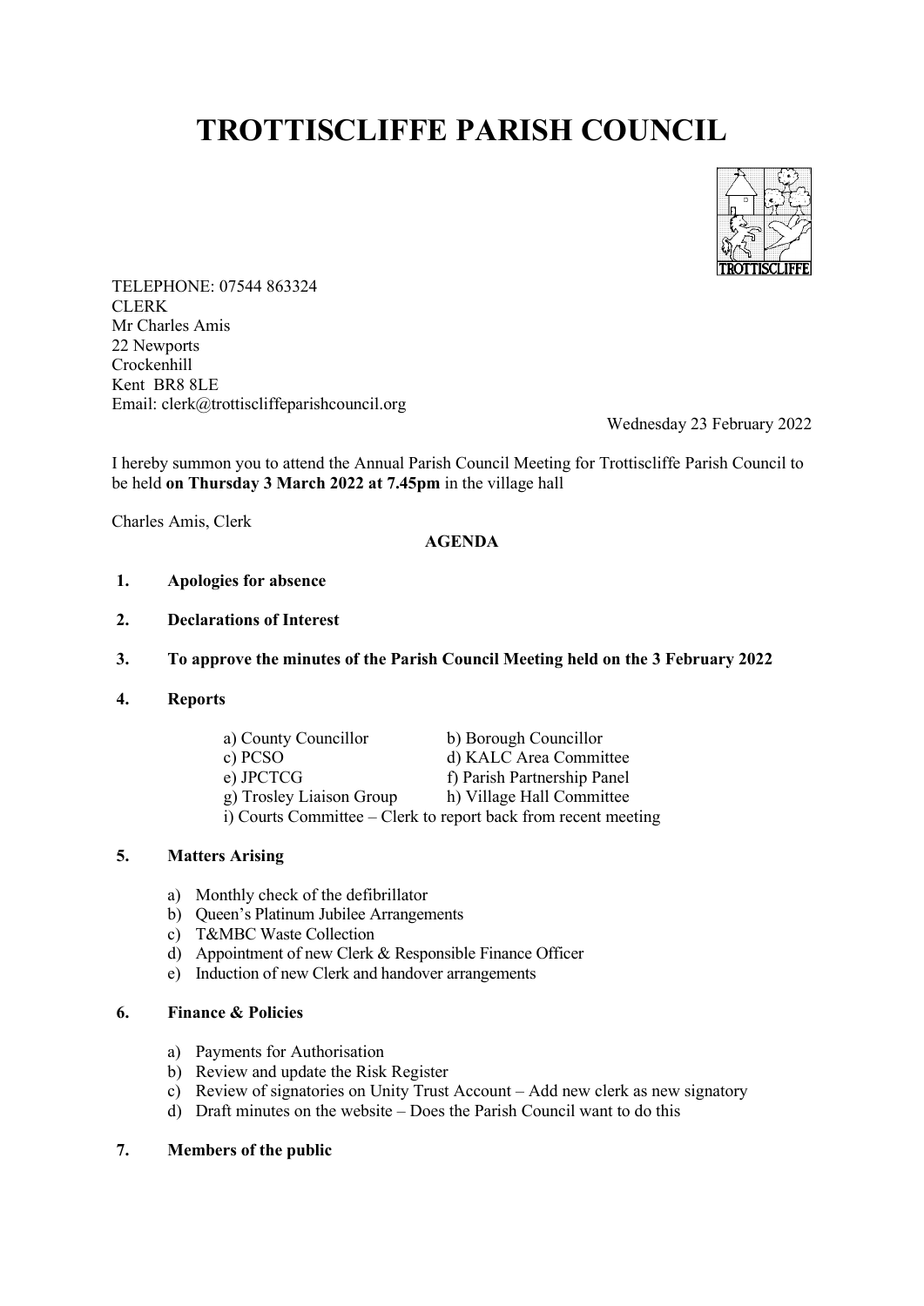# TROTTISCLIFFE PARISH COUNCIL

TELEPHONE: 07544 863324
CLERK
Mr Charles Amis
22 Newports
Crockenhill
Kent BR8 8LE
Email: clerk@trottiscliffeparishcouncil.org

Wednesday 23 February 2022

I hereby summon you to attend the Annual Parish Council Meeting for Trottiscliffe Parish Council to be held **on Thursday 3 March 2022 at 7.45pm** in the village hall

Charles Amis, Clerk

**AGENDA**

1. **Apologies for absence**

2. **Declarations of Interest**

3. **To approve the minutes of the Parish Council Meeting held on the 3 February 2022**

4. **Reports**

   a) County Councillor
   b) Borough Councillor
   c) PCSO
   d) KALC Area Committee
   e) JPCTCG
   f) Parish Partnership Panel
   g) Trosley Liaison Group
   h) Village Hall Committee
   i) Courts Committee – Clerk to report back from recent meeting

5. **Matters Arising**

   a) Monthly check of the defibrillator
   b) Queen's Platinum Jubilee Arrangements
   c) T&MBC Waste Collection
   d) Appointment of new Clerk & Responsible Finance Officer
   e) Induction of new Clerk and handover arrangements

6. **Finance & Policies**

   a) Payments for Authorisation
   b) Review and update the Risk Register
   c) Review of signatories on Unity Trust Account – Add new clerk as new signatory
   d) Draft minutes on the website – Does the Parish Council want to do this

7. **Members of the public**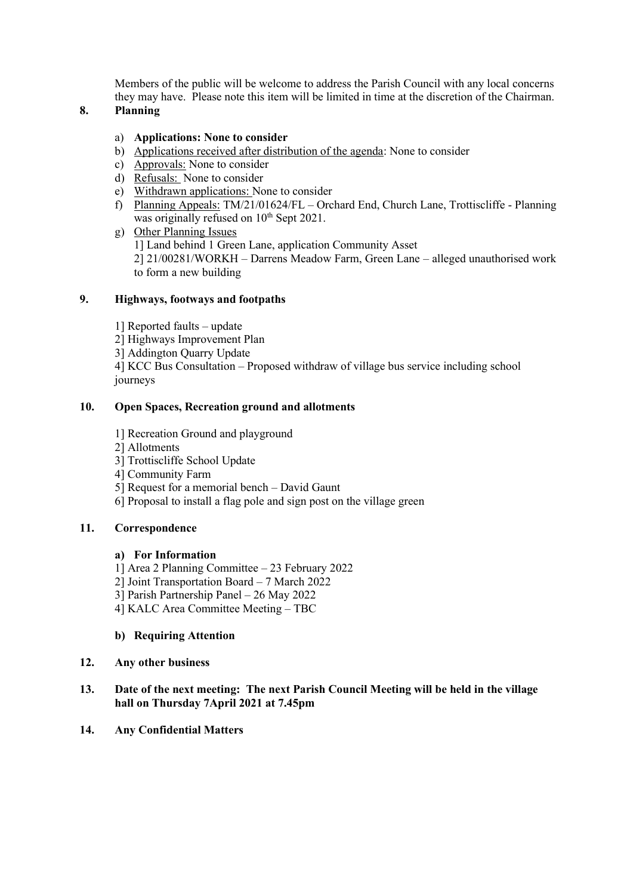Members of the public will be welcome to address the Parish Council with any local concerns they may have. Please note this item will be limited in time at the discretion of the Chairman.

**8. Planning**

a) **Applications: None to consider**
b) Applications received after distribution of the agenda: None to consider
c) Approvals: None to consider
d) Refusals: None to consider
e) Withdrawn applications: None to consider
f) Planning Appeals: TM/21/01624/FL – Orchard End, Church Lane, Trottiscliffe - Planning was originally refused on 10th Sept 2021.
g) Other Planning Issues
1] Land behind 1 Green Lane, application Community Asset
2] 21/00281/WORKH – Darrens Meadow Farm, Green Lane – alleged unauthorised work to form a new building

**9. Highways, footways and footpaths**

1] Reported faults – update
2] Highways Improvement Plan
3] Addington Quarry Update
4] KCC Bus Consultation – Proposed withdraw of village bus service including school journeys

**10. Open Spaces, Recreation ground and allotments**

1] Recreation Ground and playground
2] Allotments
3] Trottiscliffe School Update
4] Community Farm
5] Request for a memorial bench – David Gaunt
6] Proposal to install a flag pole and sign post on the village green

**11. Correspondence**

**a) For Information**
1] Area 2 Planning Committee – 23 February 2022
2] Joint Transportation Board – 7 March 2022
3] Parish Partnership Panel – 26 May 2022
4] KALC Area Committee Meeting – TBC

**b) Requiring Attention**

**12. Any other business**

**13. Date of the next meeting: The next Parish Council Meeting will be held in the village hall on Thursday 7April 2021 at 7.45pm**

**14. Any Confidential Matters**